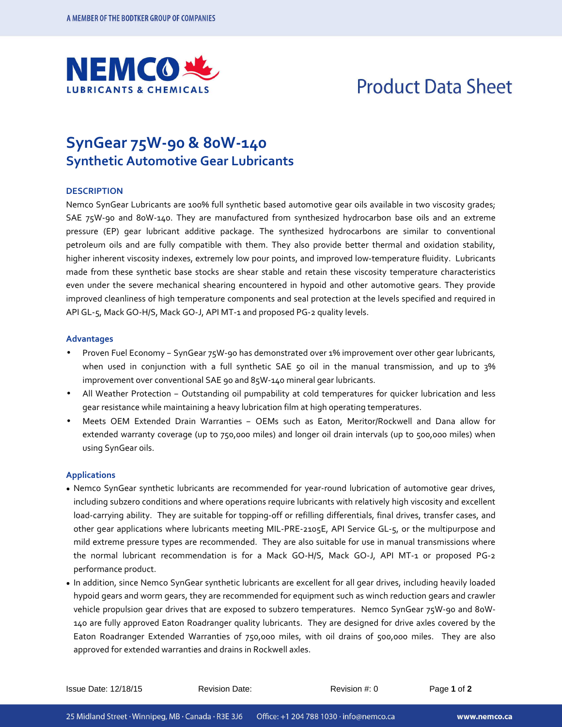# SynGear 75W-90 & 80W-140

## Synthetic Automotive Gear Lubricants

### DESCRIPTION

Nemco SynGear Lubricants are 100% full synthetic based automotive gear oils available in two viscosity grades; SAE 75W-90 and 80W-140. They are manufactured from synthesized hydrocarbon base oils and an extreme pressure (EP) gear lubricant additive package. The synthesized hydrocarbons are similar to conventional petroleum oils and are fully compatible with them. They also provide better thermal and oxidation stability, higher inherent viscosity indexes, extremely low pour points, and improved low-temperature fluidity. Lubricants made from these synthetic base stocks are shear stable and retain these viscosity temperature characteristics even under the severe mechanical shearing encountered in hypoid and other automotive gears. They provide improved cleanliness of high temperature components and seal protection at the levels specified and required in API GL-5, Mack GO-H/S, Mack GO-J, API MT-1 and proposed PG-2 quality levels.

### Advantages

- Proven Fuel Economy – SynGear 75W-90 has demonstrated over 1% improvement over other gear lubricants, when used in conjunction with a full synthetic SAE 50 oil in the manual transmission, and up to 3% improvement over conventional SAE 90 and 85W-140 mineral gear lubricants.
- All Weather Protection – Outstanding oil pumpability at cold temperatures for quicker lubrication and less gear resistance while maintaining a heavy lubrication film at high operating temperatures.
- Meets OEM Extended Drain Warranties – OEMs such as Eaton, Meritor/Rockwell and Dana allow for extended warranty coverage (up to 750,000 miles) and longer oil drain intervals (up to 500,000 miles) when using SynGear oils.

### Applications

- Nemco SynGear synthetic lubricants are recommended for year-round lubrication of automotive gear drives, including subzero conditions and where operations require lubricants with relatively high viscosity and excellent load-carrying ability. They are suitable for topping-off or refilling differentials, final drives, transfer cases, and other gear applications where lubricants meeting MIL-PRE-2105E, API Service GL-5, or the multipurpose and mild extreme pressure types are recommended. They are also suitable for use in manual transmissions where the normal lubricant recommendation is for a Mack GO-H/S, Mack GO-J, API MT-1 or proposed PG-2 performance product.
- In addition, since Nemco SynGear synthetic lubricants are excellent for all gear drives, including heavily loaded hypoid gears and worm gears, they are recommended for equipment such as winch reduction gears and crawler vehicle propulsion gear drives that are exposed to subzero temperatures. Nemco SynGear 75W-90 and 80W-140 are fully approved Eaton Roadranger quality lubricants. They are designed for drive axles covered by the Eaton Roadranger Extended Warranties of 750,000 miles, with oil drains of 500,000 miles. They are also approved for extended warranties and drains in Rockwell axles.

Issue Date: 12/18/15 Revision Date: Revision #: 0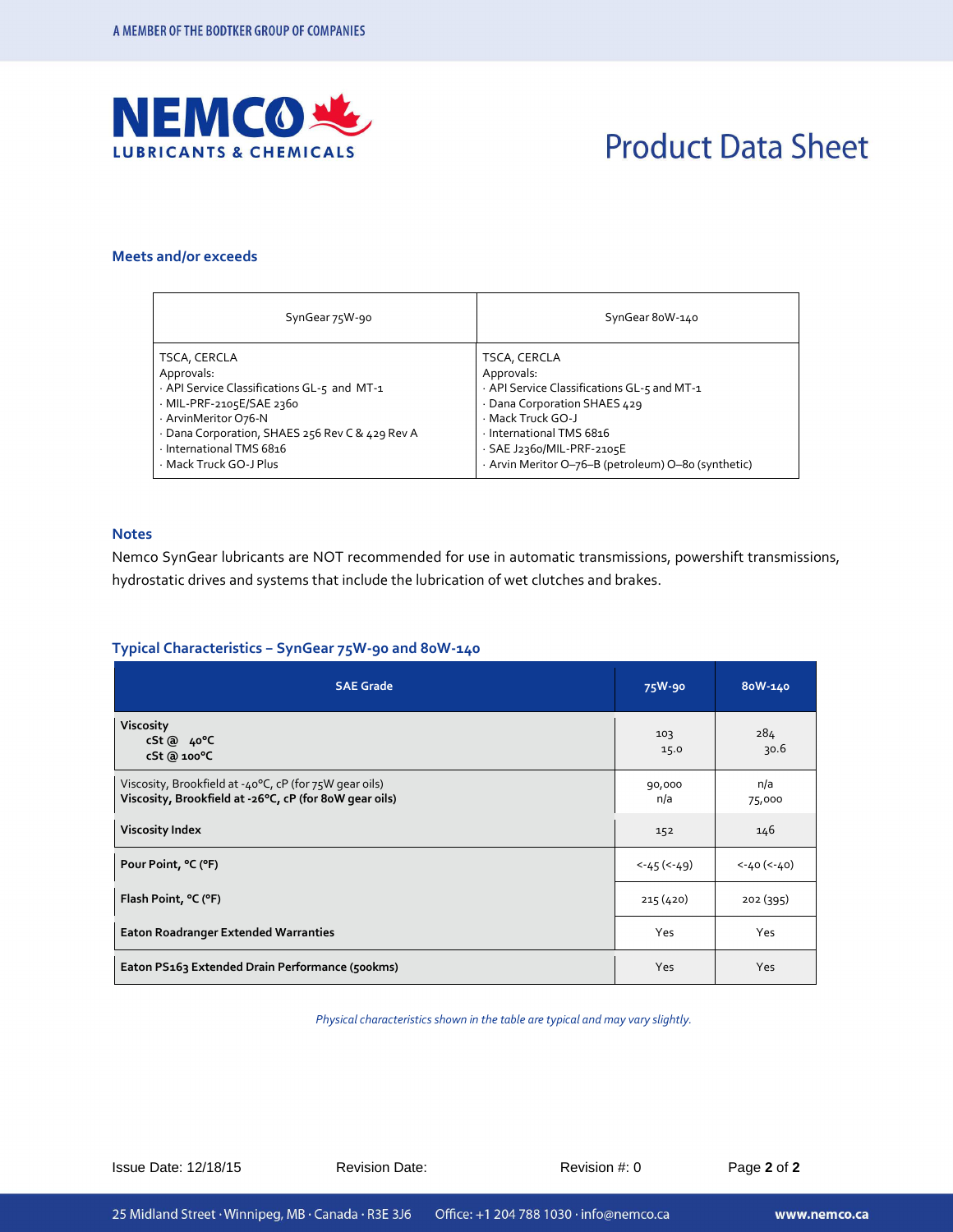## Meets and/or exceeds

| SynGear 75W-90 | SynGear 80W-140 |
|---|---|
| TSCA, CERCLA<br>Approvals:<br>· API Service Classifications GL-5 and MT-1<br>· MIL-PRF-2105E/SAE 2360<br>· ArvinMeritor O76-N<br>· Dana Corporation, SHAES 256 Rev C & 429 Rev A<br>· International TMS 6816<br>· Mack Truck GO-J Plus | TSCA, CERCLA<br>Approvals:<br>· API Service Classifications GL-5 and MT-1<br>· Dana Corporation SHAES 429<br>· Mack Truck GO-J<br>· International TMS 6816<br>· SAE J2360/MIL-PRF-2105E<br>· Arvin Meritor O–76–B (petroleum) O–80 (synthetic) |

## Notes

Nemco SynGear lubricants are NOT recommended for use in automatic transmissions, powershift transmissions, hydrostatic drives and systems that include the lubrication of wet clutches and brakes.

## Typical Characteristics – SynGear 75W-90 and 80W-140

| SAE Grade | 75W-90 | 80W-140 |
|---|---|---|
| **Viscosity**<br>**cSt @ 40°C**<br>**cSt @ 100°C** | 103<br>15.0 | 284<br>30.6 |
| Viscosity, Brookfield at -40°C, cP (for 75W gear oils)<br>**Viscosity, Brookfield at -26°C, cP (for 80W gear oils)** | 90,000<br>n/a | n/a<br>75,000 |
| **Viscosity Index** | 152 | 146 |
| **Pour Point, °C (°F)** | <-45 (<-49) | <-40 (<-40) |
| **Flash Point, °C (°F)** | 215 (420) | 202 (395) |
| **Eaton Roadranger Extended Warranties** | Yes | Yes |
| **Eaton PS163 Extended Drain Performance (500kms)** | Yes | Yes |

*Physical characteristics shown in the table are typical and may vary slightly.*

Issue Date: 12/18/15 Revision Date: Revision #: 0